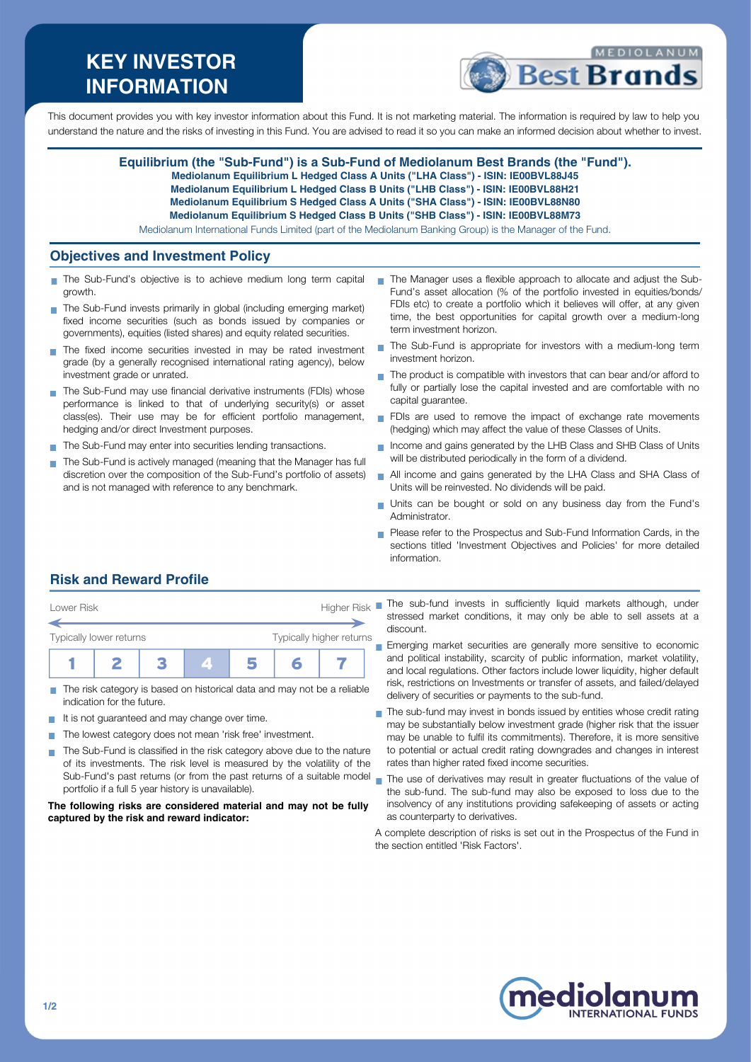# KEY INVESTOR INFORMATION

MEDIOLANUM Best Brands

This document provides you with key investor information about this Fund. It is not marketing material. The information is required by law to help you understand the nature and the risks of investing in this Fund. You are advised to read it so you can make an informed decision about whether to invest.

**Equilibrium (the "Sub-Fund") is a Sub-Fund of Mediolanum Best Brands (the "Fund").**
**Mediolanum Equilibrium L Hedged Class A Units ("LHA Class") - ISIN: IE00BVL88J45**
**Mediolanum Equilibrium L Hedged Class B Units ("LHB Class") - ISIN: IE00BVL88H21**
**Mediolanum Equilibrium S Hedged Class A Units ("SHA Class") - ISIN: IE00BVL88N80**
**Mediolanum Equilibrium S Hedged Class B Units ("SHB Class") - ISIN: IE00BVL88M73**

Mediolanum International Funds Limited (part of the Mediolanum Banking Group) is the Manager of the Fund.

## Objectives and Investment Policy

- The Sub-Fund's objective is to achieve medium long term capital growth.
- The Sub-Fund invests primarily in global (including emerging market) fixed income securities (such as bonds issued by companies or governments), equities (listed shares) and equity related securities.
- The fixed income securities invested in may be rated investment grade (by a generally recognised international rating agency), below investment grade or unrated.
- The Sub-Fund may use financial derivative instruments (FDIs) whose performance is linked to that of underlying security(s) or asset class(es). Their use may be for efficient portfolio management, hedging and/or direct Investment purposes.
- The Sub-Fund may enter into securities lending transactions.
- The Sub-Fund is actively managed (meaning that the Manager has full discretion over the composition of the Sub-Fund's portfolio of assets) and is not managed with reference to any benchmark.
- The Manager uses a flexible approach to allocate and adjust the Sub-Fund's asset allocation (% of the portfolio invested in equities/bonds/FDIs etc) to create a portfolio which it believes will offer, at any given time, the best opportunities for capital growth over a medium-long term investment horizon.
- The Sub-Fund is appropriate for investors with a medium-long term investment horizon.
- The product is compatible with investors that can bear and/or afford to fully or partially lose the capital invested and are comfortable with no capital guarantee.
- FDIs are used to remove the impact of exchange rate movements (hedging) which may affect the value of these Classes of Units.
- Income and gains generated by the LHB Class and SHB Class of Units will be distributed periodically in the form of a dividend.
- All income and gains generated by the LHA Class and SHA Class of Units will be reinvested. No dividends will be paid.
- Units can be bought or sold on any business day from the Fund's Administrator.
- Please refer to the Prospectus and Sub-Fund Information Cards, in the sections titled 'Investment Objectives and Policies' for more detailed information.

## Risk and Reward Profile

| Lower Risk | | | | | | Higher Risk |
|---|---|---|---|---|---|---|
| Typically lower returns | | | | | | Typically higher returns |
| 1 | 2 | 3 | **4** | 5 | 6 | 7 |

- The risk category is based on historical data and may not be a reliable indication for the future.
- It is not guaranteed and may change over time.
- The lowest category does not mean 'risk free' investment.
- The Sub-Fund is classified in the risk category above due to the nature of its investments. The risk level is measured by the volatility of the Sub-Fund's past returns (or from the past returns of a suitable model portfolio if a full 5 year history is unavailable).

**The following risks are considered material and may not be fully captured by the risk and reward indicator:**

- The sub-fund invests in sufficiently liquid markets although, under stressed market conditions, it may only be able to sell assets at a discount.
- Emerging market securities are generally more sensitive to economic and political instability, scarcity of public information, market volatility, and local regulations. Other factors include lower liquidity, higher default risk, restrictions on Investments or transfer of assets, and failed/delayed delivery of securities or payments to the sub-fund.
- The sub-fund may invest in bonds issued by entities whose credit rating may be substantially below investment grade (higher risk that the issuer may be unable to fulfil its commitments). Therefore, it is more sensitive to potential or actual credit rating downgrades and changes in interest rates than higher rated fixed income securities.
- The use of derivatives may result in greater fluctuations of the value of the sub-fund. The sub-fund may also be exposed to loss due to the insolvency of any institutions providing safekeeping of assets or acting as counterparty to derivatives.

A complete description of risks is set out in the Prospectus of the Fund in the section entitled 'Risk Factors'.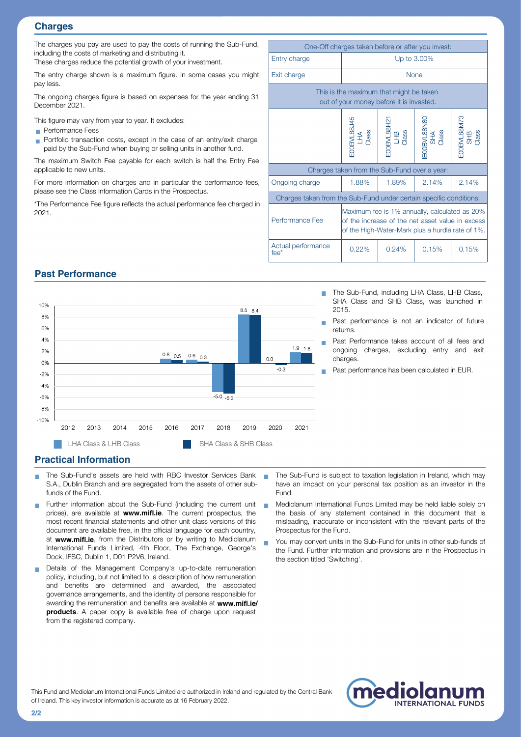## Charges

The charges you pay are used to pay the costs of running the Sub-Fund, including the costs of marketing and distributing it.
These charges reduce the potential growth of your investment.

The entry charge shown is a maximum figure. In some cases you might pay less.

The ongoing charges figure is based on expenses for the year ending 31 December 2021.

This figure may vary from year to year. It excludes:

- Performance Fees
- Portfolio transaction costs, except in the case of an entry/exit charge paid by the Sub-Fund when buying or selling units in another fund.

The maximum Switch Fee payable for each switch is half the Entry Fee applicable to new units.

For more information on charges and in particular the performance fees, please see the Class Information Cards in the Prospectus.

*The Performance Fee figure reflects the actual performance fee charged in 2021.

| One-Off charges taken before or after you invest: | | | | |
|---|---|---|---|---|
| Entry charge | Up to 3.00% | | | |
| Exit charge | None | | | |
| This is the maximum that might be taken out of your money before it is invested. | | | | |
| | IE00BVL88J45 LHA Class | IE00BVL88H21 LHB Class | IE00BVL88N80 SHA Class | IE00BVL88M73 SHB Class |
| Charges taken from the Sub-Fund over a year: | | | | |
| Ongoing charge | 1.88% | 1.89% | 2.14% | 2.14% |
| Charges taken from the Sub-Fund under certain specific conditions: | | | | |
| Performance Fee | Maximum fee is 1% annually, calculated as 20% of the increase of the net asset value in excess of the High-Water-Mark plus a hurdle rate of 1%. | | | |
| Actual performance fee* | 0.22% | 0.24% | 0.15% | 0.15% |

## Past Performance

10%
8%
6%
4%
2%
0%
-2%
-4%
-6%
-8%
-10%

2012 2013 2014 2015 2016 2017 2018 2019 2020 2021

0.8 0.5 0.6 0.3 -5.0 -5.3 8.5 8.4 0.0 -0.3 1.9 1.8

LHA Class & LHB Class
SHA Class & SHB Class

- The Sub-Fund, including LHA Class, LHB Class, SHA Class and SHB Class, was launched in 2015.
- Past performance is not an indicator of future returns.
- Past Performance takes account of all fees and ongoing charges, excluding entry and exit charges.
- Past performance has been calculated in EUR.

## Practical Information

- The Sub-Fund's assets are held with RBC Investor Services Bank S.A., Dublin Branch and are segregated from the assets of other sub-funds of the Fund.
- Further information about the Sub-Fund (including the current unit prices), are available at **www.mifl.ie**. The current prospectus, the most recent financial statements and other unit class versions of this document are available free, in the official language for each country, at **www.mifl.ie**, from the Distributors or by writing to Mediolanum International Funds Limited, 4th Floor, The Exchange, George's Dock, IFSC, Dublin 1, D01 P2V6, Ireland.
- Details of the Management Company's up-to-date remuneration policy, including, but not limited to, a description of how remuneration and benefits are determined and awarded, the associated governance arrangements, and the identity of persons responsible for awarding the remuneration and benefits are available at **www.mifl.ie/products**. A paper copy is available free of charge upon request from the registered company.
- The Sub-Fund is subject to taxation legislation in Ireland, which may have an impact on your personal tax position as an investor in the Fund.
- Mediolanum International Funds Limited may be held liable solely on the basis of any statement contained in this document that is misleading, inaccurate or inconsistent with the relevant parts of the Prospectus for the Fund.
- You may convert units in the Sub-Fund for units in other sub-funds of the Fund. Further information and provisions are in the Prospectus in the section titled 'Switching'.

This Fund and Mediolanum International Funds Limited are authorized in Ireland and regulated by the Central Bank of Ireland. This key investor information is accurate as at 16 February 2022.

mediolanum INTERNATIONAL FUNDS